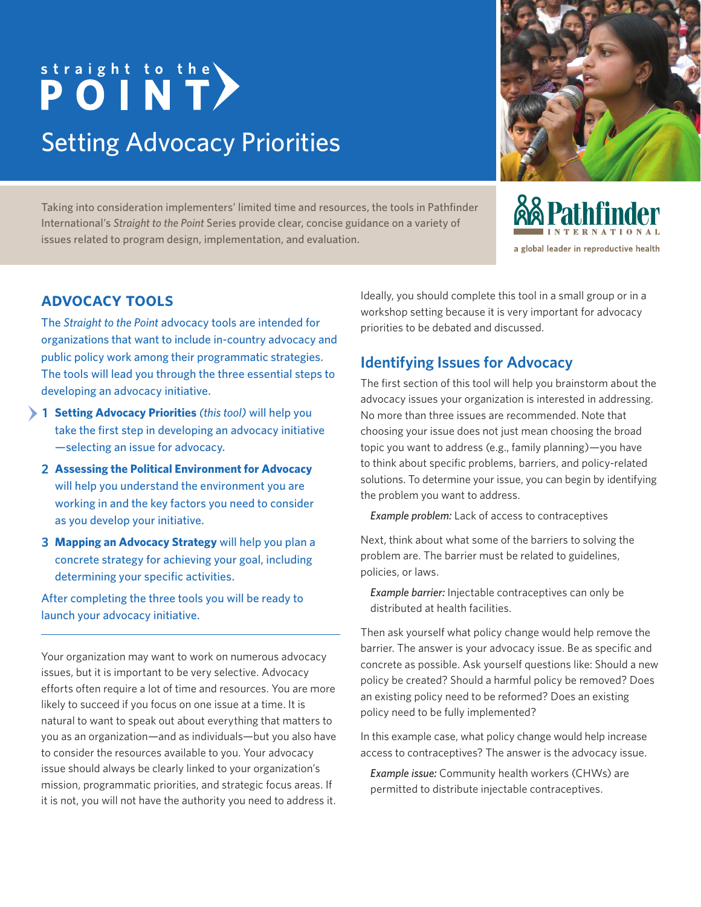# straight to the POINT

## Setting Advocacy Priorities

Taking into consideration implementers' limited time and resources, the tools in Pathfinder International's *Straight to the Point* Series provide clear, concise guidance on a variety of issues related to program design, implementation, and evaluation.

Pathfinder INTERNATIONAL
a global leader in reproductive health

## ADVOCACY TOOLS

The *Straight to the Point* advocacy tools are intended for organizations that want to include in-country advocacy and public policy work among their programmatic strategies. The tools will lead you through the three essential steps to developing an advocacy initiative.

1. **Setting Advocacy Priorities** *(this tool)* will help you take the first step in developing an advocacy initiative —selecting an issue for advocacy.
2. **Assessing the Political Environment for Advocacy** will help you understand the environment you are working in and the key factors you need to consider as you develop your initiative.
3. **Mapping an Advocacy Strategy** will help you plan a concrete strategy for achieving your goal, including determining your specific activities.

After completing the three tools you will be ready to launch your advocacy initiative.

---

Your organization may want to work on numerous advocacy issues, but it is important to be very selective. Advocacy efforts often require a lot of time and resources. You are more likely to succeed if you focus on one issue at a time. It is natural to want to speak out about everything that matters to you as an organization—and as individuals—but you also have to consider the resources available to you. Your advocacy issue should always be clearly linked to your organization's mission, programmatic priorities, and strategic focus areas. If it is not, you will not have the authority you need to address it.

Ideally, you should complete this tool in a small group or in a workshop setting because it is very important for advocacy priorities to be debated and discussed.

## Identifying Issues for Advocacy

The first section of this tool will help you brainstorm about the advocacy issues your organization is interested in addressing. No more than three issues are recommended. Note that choosing your issue does not just mean choosing the broad topic you want to address (e.g., family planning)—you have to think about specific problems, barriers, and policy-related solutions. To determine your issue, you can begin by identifying the problem you want to address.

*Example problem:* Lack of access to contraceptives

Next, think about what some of the barriers to solving the problem are. The barrier must be related to guidelines, policies, or laws.

*Example barrier:* Injectable contraceptives can only be distributed at health facilities.

Then ask yourself what policy change would help remove the barrier. The answer is your advocacy issue. Be as specific and concrete as possible. Ask yourself questions like: Should a new policy be created? Should a harmful policy be removed? Does an existing policy need to be reformed? Does an existing policy need to be fully implemented?

In this example case, what policy change would help increase access to contraceptives? The answer is the advocacy issue.

*Example issue:* Community health workers (CHWs) are permitted to distribute injectable contraceptives.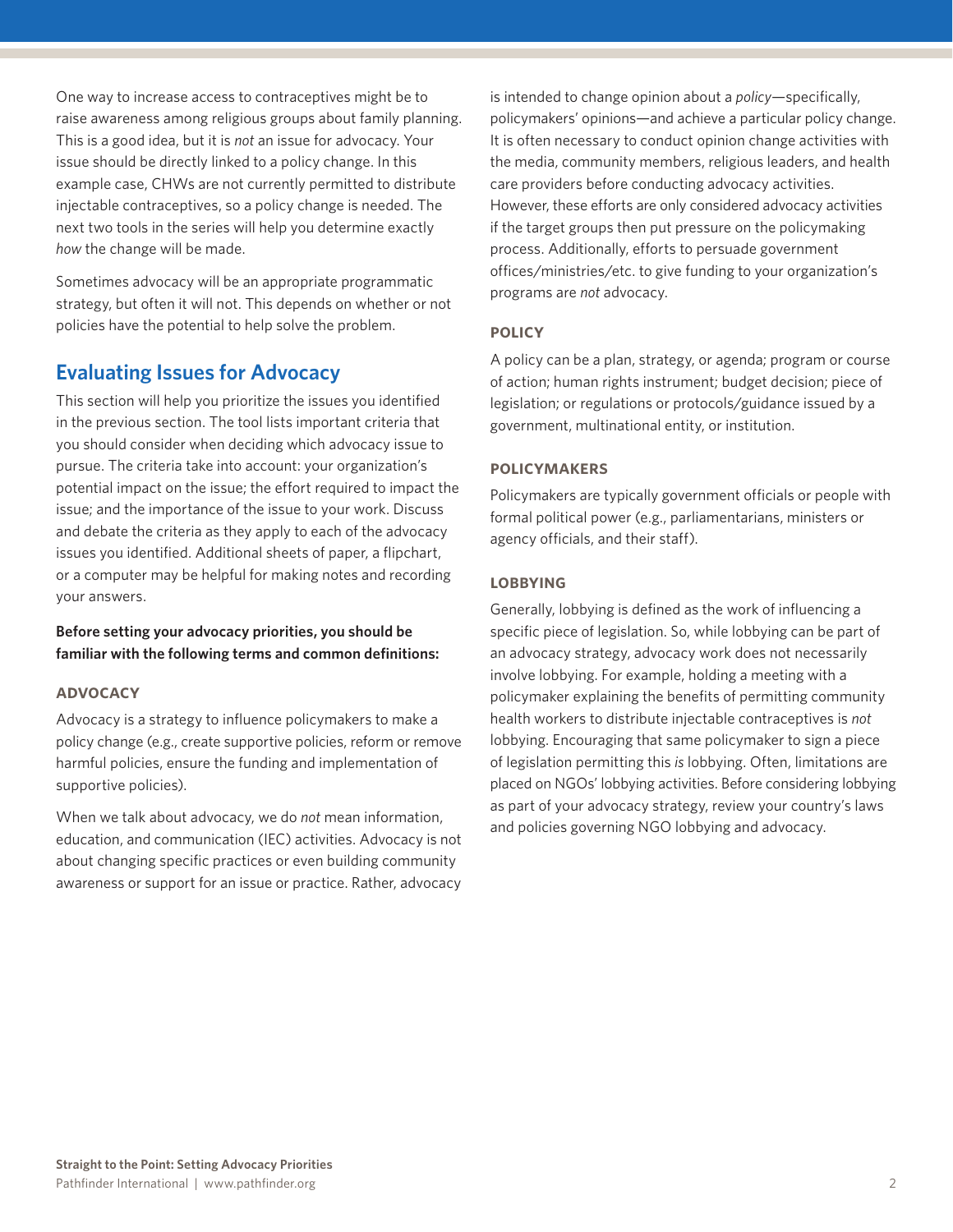One way to increase access to contraceptives might be to raise awareness among religious groups about family planning. This is a good idea, but it is *not* an issue for advocacy. Your issue should be directly linked to a policy change. In this example case, CHWs are not currently permitted to distribute injectable contraceptives, so a policy change is needed. The next two tools in the series will help you determine exactly *how* the change will be made.

Sometimes advocacy will be an appropriate programmatic strategy, but often it will not. This depends on whether or not policies have the potential to help solve the problem.

## Evaluating Issues for Advocacy

This section will help you prioritize the issues you identified in the previous section. The tool lists important criteria that you should consider when deciding which advocacy issue to pursue. The criteria take into account: your organization's potential impact on the issue; the effort required to impact the issue; and the importance of the issue to your work. Discuss and debate the criteria as they apply to each of the advocacy issues you identified. Additional sheets of paper, a flipchart, or a computer may be helpful for making notes and recording your answers.

**Before setting your advocacy priorities, you should be familiar with the following terms and common definitions:**

### ADVOCACY

Advocacy is a strategy to influence policymakers to make a policy change (e.g., create supportive policies, reform or remove harmful policies, ensure the funding and implementation of supportive policies).

When we talk about advocacy, we do *not* mean information, education, and communication (IEC) activities. Advocacy is not about changing specific practices or even building community awareness or support for an issue or practice. Rather, advocacy is intended to change opinion about a *policy*—specifically, policymakers' opinions—and achieve a particular policy change. It is often necessary to conduct opinion change activities with the media, community members, religious leaders, and health care providers before conducting advocacy activities. However, these efforts are only considered advocacy activities if the target groups then put pressure on the policymaking process. Additionally, efforts to persuade government offices/ministries/etc. to give funding to your organization's programs are *not* advocacy.

### POLICY

A policy can be a plan, strategy, or agenda; program or course of action; human rights instrument; budget decision; piece of legislation; or regulations or protocols/guidance issued by a government, multinational entity, or institution.

### POLICYMAKERS

Policymakers are typically government officials or people with formal political power (e.g., parliamentarians, ministers or agency officials, and their staff).

### LOBBYING

Generally, lobbying is defined as the work of influencing a specific piece of legislation. So, while lobbying can be part of an advocacy strategy, advocacy work does not necessarily involve lobbying. For example, holding a meeting with a policymaker explaining the benefits of permitting community health workers to distribute injectable contraceptives is *not* lobbying. Encouraging that same policymaker to sign a piece of legislation permitting this *is* lobbying. Often, limitations are placed on NGOs' lobbying activities. Before considering lobbying as part of your advocacy strategy, review your country's laws and policies governing NGO lobbying and advocacy.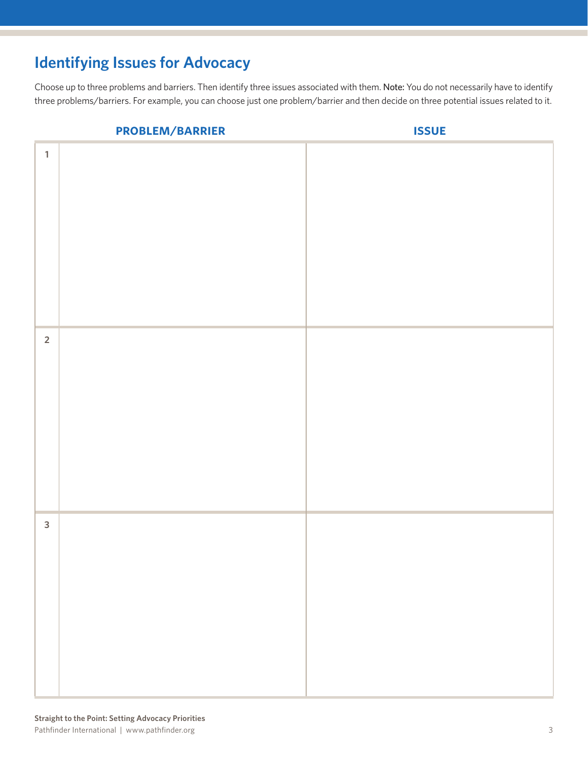## Identifying Issues for Advocacy

Choose up to three problems and barriers. Then identify three issues associated with them. **Note:** You do not necessarily have to identify three problems/barriers. For example, you can choose just one problem/barrier and then decide on three potential issues related to it.

| | PROBLEM/BARRIER | ISSUE |
|---|---|---|
| 1 | | |
| 2 | | |
| 3 | | |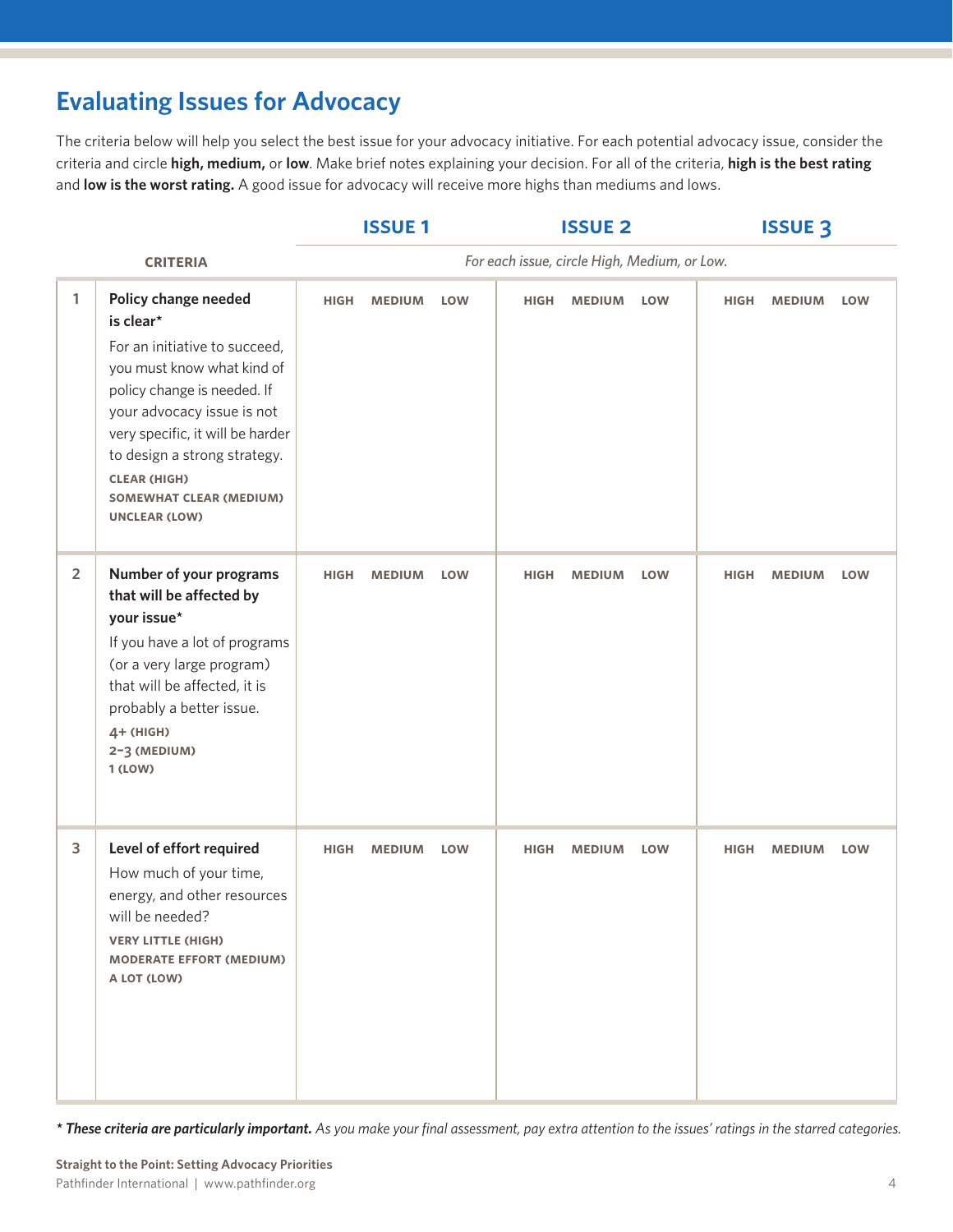## Evaluating Issues for Advocacy

The criteria below will help you select the best issue for your advocacy initiative. For each potential advocacy issue, consider the criteria and circle **high, medium,** or **low**. Make brief notes explaining your decision. For all of the criteria, **high is the best rating** and **low is the worst rating.** A good issue for advocacy will receive more highs than mediums and lows.

| | CRITERIA | ISSUE 1 | ISSUE 2 | ISSUE 3 |
|---|---|---|---|---|
| | | *For each issue, circle High, Medium, or Low.* | | |
| 1 | **Policy change needed is clear***<br>For an initiative to succeed, you must know what kind of policy change is needed. If your advocacy issue is not very specific, it will be harder to design a strong strategy.<br>**CLEAR (HIGH)**<br>**SOMEWHAT CLEAR (MEDIUM)**<br>**UNCLEAR (LOW)** | HIGH MEDIUM LOW | HIGH MEDIUM LOW | HIGH MEDIUM LOW |
| 2 | **Number of your programs that will be affected by your issue***<br>If you have a lot of programs (or a very large program) that will be affected, it is probably a better issue.<br>**4+ (HIGH)**<br>**2–3 (MEDIUM)**<br>**1 (LOW)** | HIGH MEDIUM LOW | HIGH MEDIUM LOW | HIGH MEDIUM LOW |
| 3 | **Level of effort required**<br>How much of your time, energy, and other resources will be needed?<br>**VERY LITTLE (HIGH)**<br>**MODERATE EFFORT (MEDIUM)**<br>**A LOT (LOW)** | HIGH MEDIUM LOW | HIGH MEDIUM LOW | HIGH MEDIUM LOW |

***** ***These criteria are particularly important.*** *As you make your final assessment, pay extra attention to the issues' ratings in the starred categories.*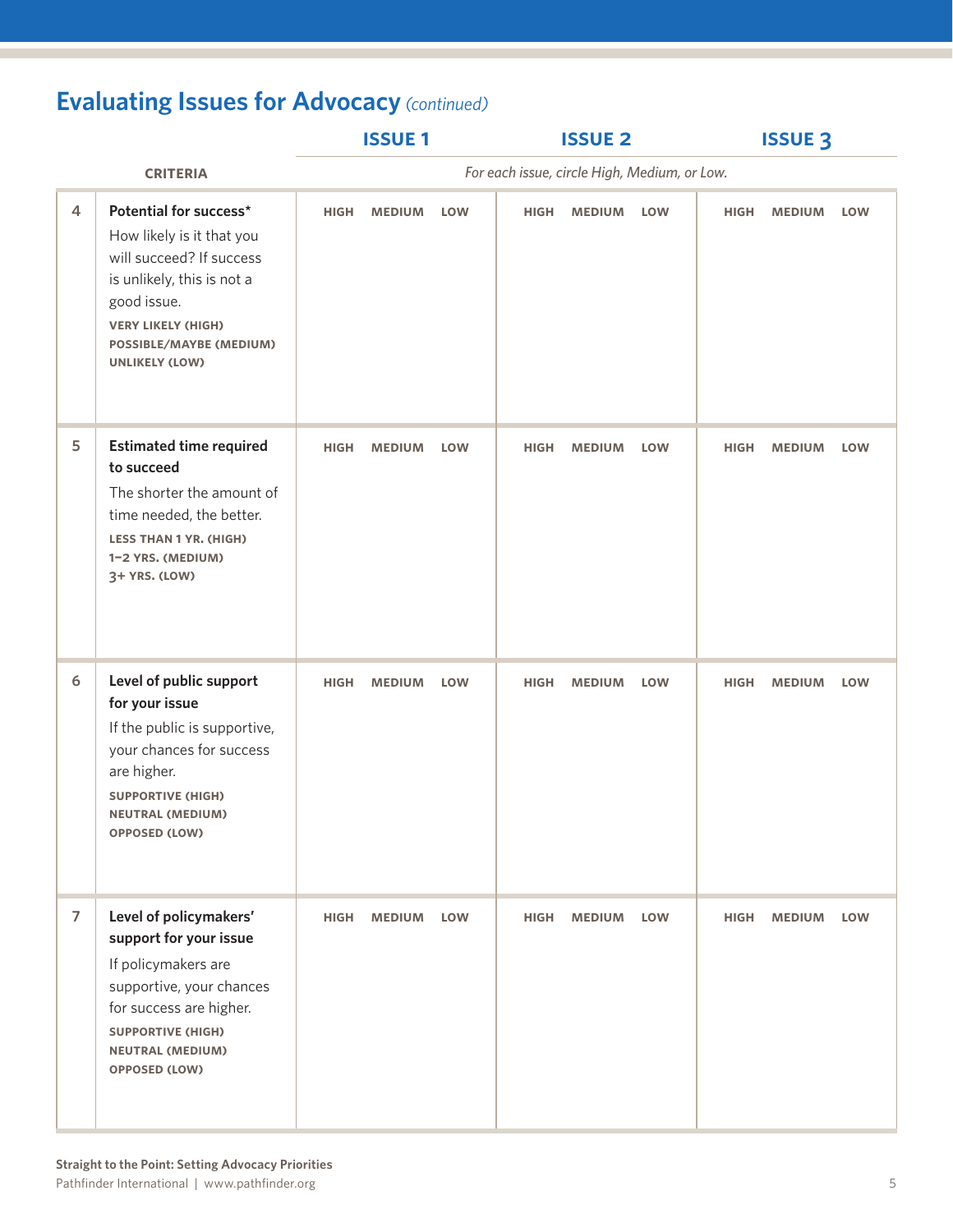## Evaluating Issues for Advocacy *(continued)*

| | CRITERIA | ISSUE 1 | ISSUE 2 | ISSUE 3 |
|---|---|---|---|---|
| | | *For each issue, circle High, Medium, or Low.* | | |
| 4 | **Potential for success***<br>How likely is it that you will succeed? If success is unlikely, this is not a good issue.<br>**VERY LIKELY (HIGH)**<br>**POSSIBLE/MAYBE (MEDIUM)**<br>**UNLIKELY (LOW)** | HIGH MEDIUM LOW | HIGH MEDIUM LOW | HIGH MEDIUM LOW |
| 5 | **Estimated time required to succeed**<br>The shorter the amount of time needed, the better.<br>**LESS THAN 1 YR. (HIGH)**<br>**1–2 YRS. (MEDIUM)**<br>**3+ YRS. (LOW)** | HIGH MEDIUM LOW | HIGH MEDIUM LOW | HIGH MEDIUM LOW |
| 6 | **Level of public support for your issue**<br>If the public is supportive, your chances for success are higher.<br>**SUPPORTIVE (HIGH)**<br>**NEUTRAL (MEDIUM)**<br>**OPPOSED (LOW)** | HIGH MEDIUM LOW | HIGH MEDIUM LOW | HIGH MEDIUM LOW |
| 7 | **Level of policymakers' support for your issue**<br>If policymakers are supportive, your chances for success are higher.<br>**SUPPORTIVE (HIGH)**<br>**NEUTRAL (MEDIUM)**<br>**OPPOSED (LOW)** | HIGH MEDIUM LOW | HIGH MEDIUM LOW | HIGH MEDIUM LOW |

**Straight to the Point: Setting Advocacy Priorities**
Pathfinder International | www.pathfinder.org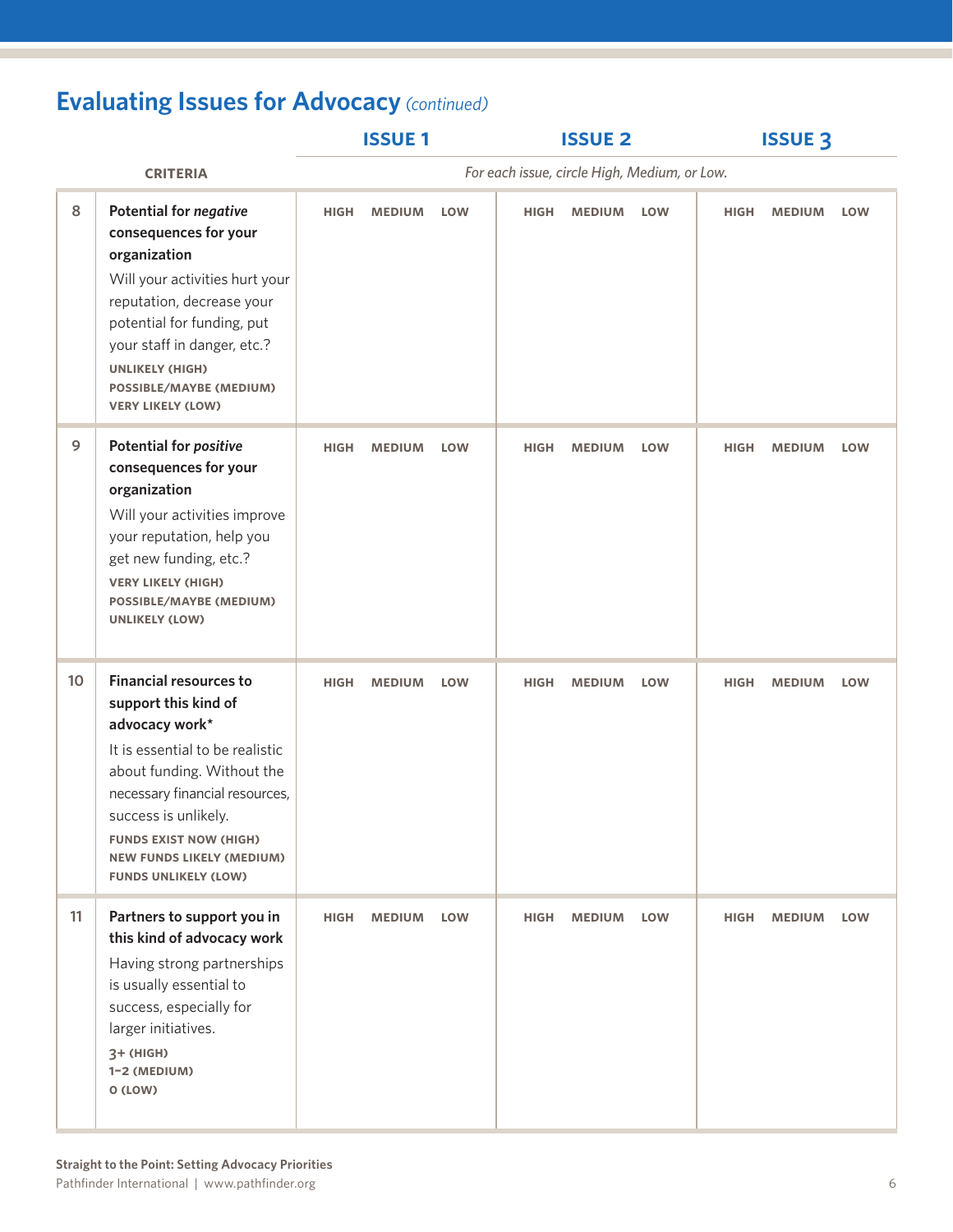## Evaluating Issues for Advocacy *(continued)*

| | CRITERIA | ISSUE 1 | ISSUE 2 | ISSUE 3 |
|---|---|---|---|---|
| | | *For each issue, circle High, Medium, or Low.* | | |
| 8 | **Potential for *negative* consequences for your organization**<br>Will your activities hurt your reputation, decrease your potential for funding, put your staff in danger, etc.?<br>**UNLIKELY (HIGH)**<br>**POSSIBLE/MAYBE (MEDIUM)**<br>**VERY LIKELY (LOW)** | HIGH MEDIUM LOW | HIGH MEDIUM LOW | HIGH MEDIUM LOW |
| 9 | **Potential for *positive* consequences for your organization**<br>Will your activities improve your reputation, help you get new funding, etc.?<br>**VERY LIKELY (HIGH)**<br>**POSSIBLE/MAYBE (MEDIUM)**<br>**UNLIKELY (LOW)** | HIGH MEDIUM LOW | HIGH MEDIUM LOW | HIGH MEDIUM LOW |
| 10 | **Financial resources to support this kind of advocacy work***<br>It is essential to be realistic about funding. Without the necessary financial resources, success is unlikely.<br>**FUNDS EXIST NOW (HIGH)**<br>**NEW FUNDS LIKELY (MEDIUM)**<br>**FUNDS UNLIKELY (LOW)** | HIGH MEDIUM LOW | HIGH MEDIUM LOW | HIGH MEDIUM LOW |
| 11 | **Partners to support you in this kind of advocacy work**<br>Having strong partnerships is usually essential to success, especially for larger initiatives.<br>**3+ (HIGH)**<br>**1–2 (MEDIUM)**<br>**0 (LOW)** | HIGH MEDIUM LOW | HIGH MEDIUM LOW | HIGH MEDIUM LOW |

**Straight to the Point: Setting Advocacy Priorities**
Pathfinder International | www.pathfinder.org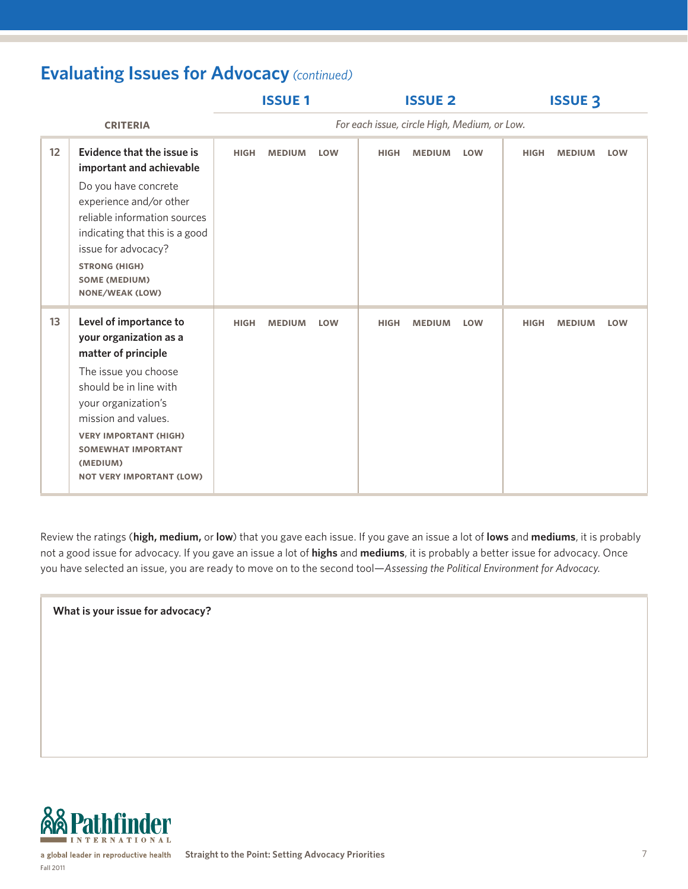## Evaluating Issues for Advocacy *(continued)*

| | CRITERIA | ISSUE 1 | ISSUE 2 | ISSUE 3 |
|---|---|---|---|---|
| | | *For each issue, circle High, Medium, or Low.* | | |
| 12 | **Evidence that the issue is important and achievable**<br>Do you have concrete experience and/or other reliable information sources indicating that this is a good issue for advocacy?<br>**STRONG (HIGH)**<br>**SOME (MEDIUM)**<br>**NONE/WEAK (LOW)** | HIGH MEDIUM LOW | HIGH MEDIUM LOW | HIGH MEDIUM LOW |
| 13 | **Level of importance to your organization as a matter of principle**<br>The issue you choose should be in line with your organization's mission and values.<br>**VERY IMPORTANT (HIGH)**<br>**SOMEWHAT IMPORTANT (MEDIUM)**<br>**NOT VERY IMPORTANT (LOW)** | HIGH MEDIUM LOW | HIGH MEDIUM LOW | HIGH MEDIUM LOW |

Review the ratings (**high, medium,** or **low**) that you gave each issue. If you gave an issue a lot of **lows** and **mediums**, it is probably not a good issue for advocacy. If you gave an issue a lot of **highs** and **mediums**, it is probably a better issue for advocacy. Once you have selected an issue, you are ready to move on to the second tool—*Assessing the Political Environment for Advocacy.*

**What is your issue for advocacy?**

Pathfinder INTERNATIONAL

a global leader in reproductive health

Fall 2011

**Straight to the Point: Setting Advocacy Priorities**